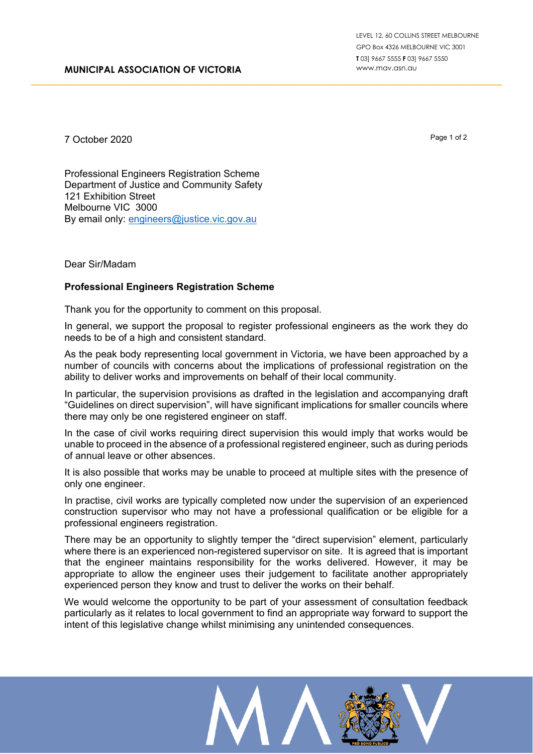**MUNICIPAL ASSOCIATION OF VICTORIA**

LEVEL 12, 60 COLLINS STREET MELBOURNE
GPO Box 4326 MELBOURNE VIC 3001
**T** 03] 9667 5555 **F** 03] 9667 5550
www.mav.asn.au

7 October 2020

Professional Engineers Registration Scheme
Department of Justice and Community Safety
121 Exhibition Street
Melbourne VIC 3000
By email only: engineers@justice.vic.gov.au

Dear Sir/Madam

**Professional Engineers Registration Scheme**

Thank you for the opportunity to comment on this proposal.

In general, we support the proposal to register professional engineers as the work they do needs to be of a high and consistent standard.

As the peak body representing local government in Victoria, we have been approached by a number of councils with concerns about the implications of professional registration on the ability to deliver works and improvements on behalf of their local community.

In particular, the supervision provisions as drafted in the legislation and accompanying draft "Guidelines on direct supervision", will have significant implications for smaller councils where there may only be one registered engineer on staff.

In the case of civil works requiring direct supervision this would imply that works would be unable to proceed in the absence of a professional registered engineer, such as during periods of annual leave or other absences.

It is also possible that works may be unable to proceed at multiple sites with the presence of only one engineer.

In practise, civil works are typically completed now under the supervision of an experienced construction supervisor who may not have a professional qualification or be eligible for a professional engineers registration.

There may be an opportunity to slightly temper the "direct supervision" element, particularly where there is an experienced non-registered supervisor on site. It is agreed that is important that the engineer maintains responsibility for the works delivered. However, it may be appropriate to allow the engineer uses their judgement to facilitate another appropriately experienced person they know and trust to deliver the works on their behalf.

We would welcome the opportunity to be part of your assessment of consultation feedback particularly as it relates to local government to find an appropriate way forward to support the intent of this legislative change whilst minimising any unintended consequences.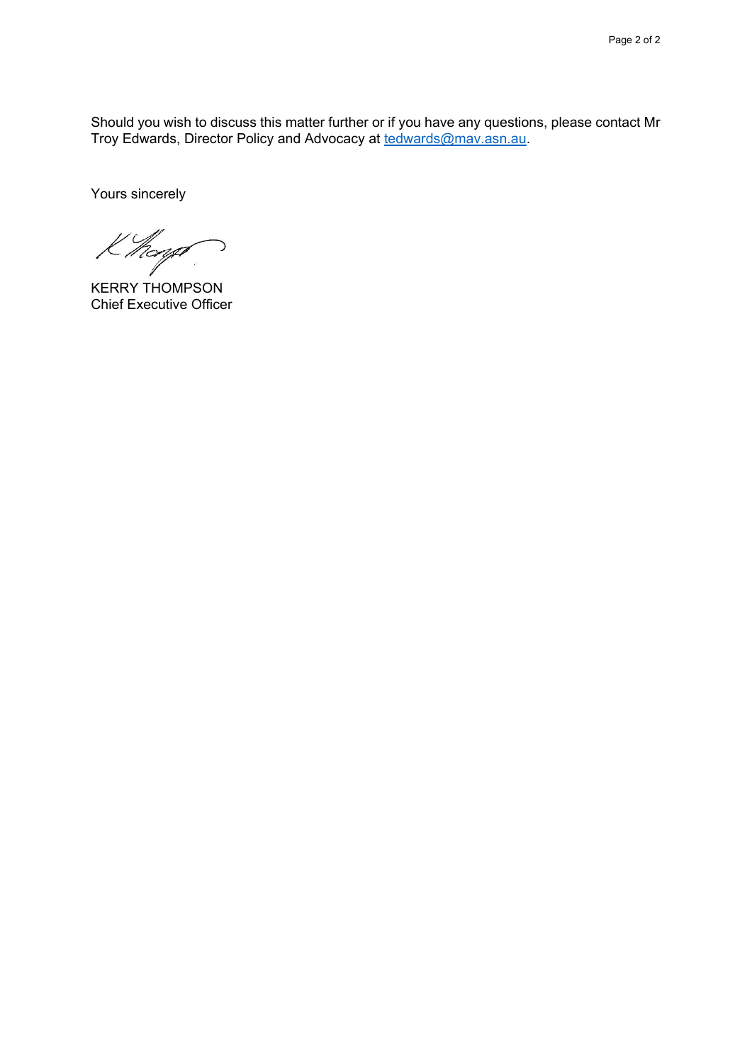Should you wish to discuss this matter further or if you have any questions, please contact Mr Troy Edwards, Director Policy and Advocacy at tedwards@mav.asn.au.

Yours sincerely

KERRY THOMPSON
Chief Executive Officer